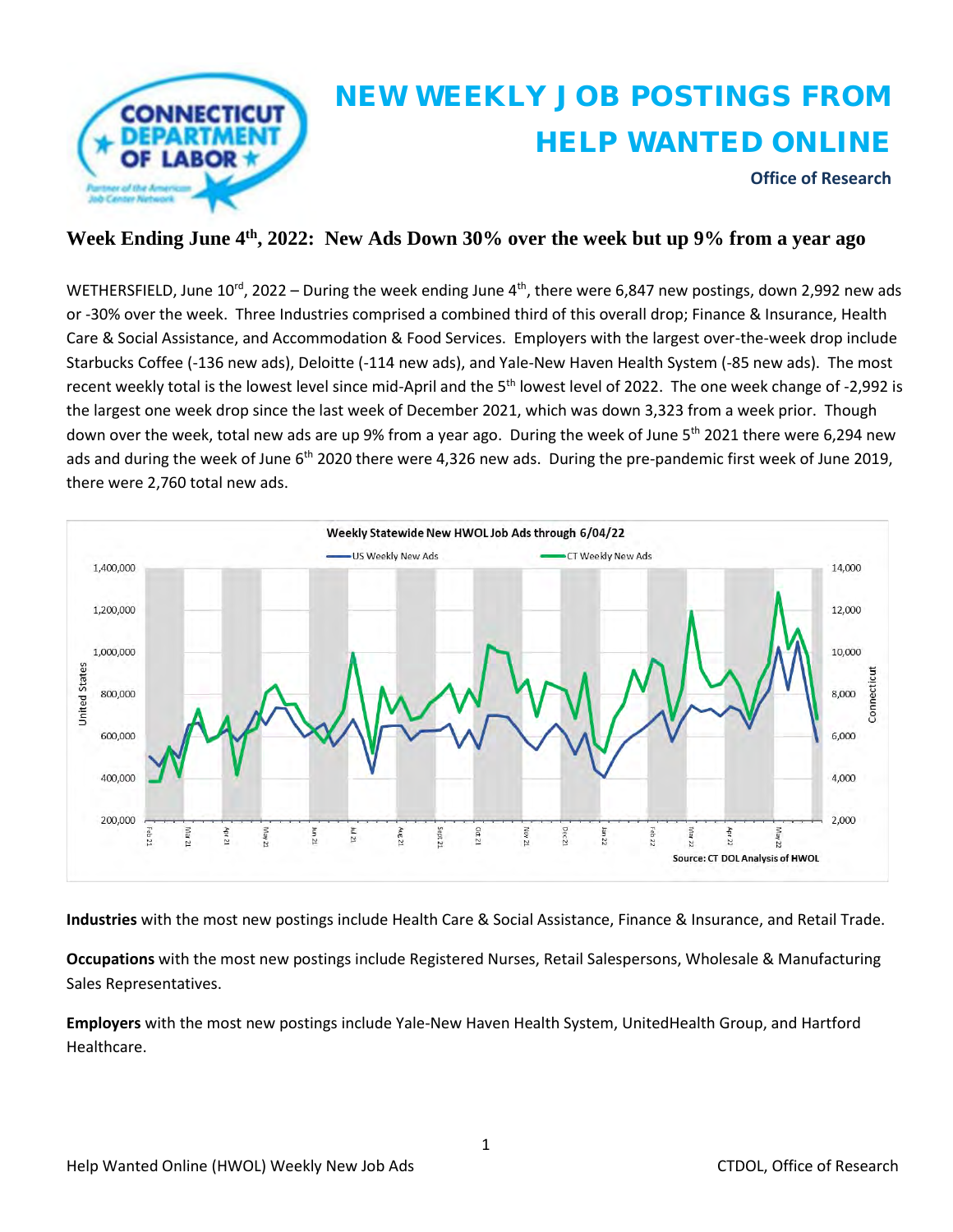# NEW WEEKLY JOB POSTINGS FROM HELP WANTED ONLINE

**Office of Research**

## Week Ending June 4th, 2022: New Ads Down 30% over the week but up 9% from a year ago

WETHERSFIELD, June 10rd, 2022 – During the week ending June 4th, there were 6,847 new postings, down 2,992 new ads or -30% over the week. Three Industries comprised a combined third of this overall drop; Finance & Insurance, Health Care & Social Assistance, and Accommodation & Food Services. Employers with the largest over-the-week drop include Starbucks Coffee (-136 new ads), Deloitte (-114 new ads), and Yale-New Haven Health System (-85 new ads). The most recent weekly total is the lowest level since mid-April and the 5th lowest level of 2022. The one week change of -2,992 is the largest one week drop since the last week of December 2021, which was down 3,323 from a week prior. Though down over the week, total new ads are up 9% from a year ago. During the week of June 5th 2021 there were 6,294 new ads and during the week of June 6th 2020 there were 4,326 new ads. During the pre-pandemic first week of June 2019, there were 2,760 total new ads.

Weekly Statewide New HWOL Job Ads through 6/04/22

Source: CT DOL Analysis of HWOL

**Industries** with the most new postings include Health Care & Social Assistance, Finance & Insurance, and Retail Trade.

**Occupations** with the most new postings include Registered Nurses, Retail Salespersons, Wholesale & Manufacturing Sales Representatives.

**Employers** with the most new postings include Yale-New Haven Health System, UnitedHealth Group, and Hartford Healthcare.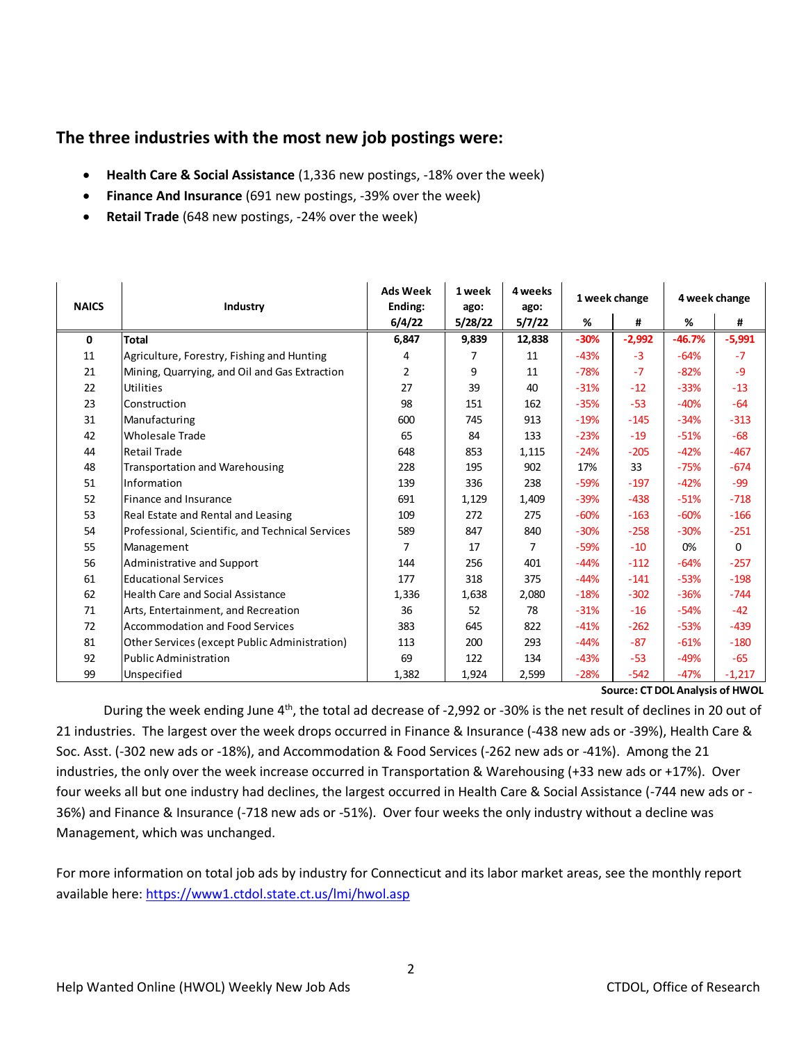## The three industries with the most new job postings were:

- **Health Care & Social Assistance** (1,336 new postings, -18% over the week)
- **Finance And Insurance** (691 new postings, -39% over the week)
- **Retail Trade** (648 new postings, -24% over the week)

| NAICS | Industry | Ads Week Ending: 6/4/22 | 1 week ago: 5/28/22 | 4 weeks ago: 5/7/22 | 1 week change | | 4 week change | |
|---|---|---|---|---|---|---|---|---|
| | | | | | % | # | % | # |
| **0** | **Total** | **6,847** | **9,839** | **12,838** | **-30%** | **-2,992** | **-46.7%** | **-5,991** |
| 11 | Agriculture, Forestry, Fishing and Hunting | 4 | 7 | 11 | -43% | -3 | -64% | -7 |
| 21 | Mining, Quarrying, and Oil and Gas Extraction | 2 | 9 | 11 | -78% | -7 | -82% | -9 |
| 22 | Utilities | 27 | 39 | 40 | -31% | -12 | -33% | -13 |
| 23 | Construction | 98 | 151 | 162 | -35% | -53 | -40% | -64 |
| 31 | Manufacturing | 600 | 745 | 913 | -19% | -145 | -34% | -313 |
| 42 | Wholesale Trade | 65 | 84 | 133 | -23% | -19 | -51% | -68 |
| 44 | Retail Trade | 648 | 853 | 1,115 | -24% | -205 | -42% | -467 |
| 48 | Transportation and Warehousing | 228 | 195 | 902 | 17% | 33 | -75% | -674 |
| 51 | Information | 139 | 336 | 238 | -59% | -197 | -42% | -99 |
| 52 | Finance and Insurance | 691 | 1,129 | 1,409 | -39% | -438 | -51% | -718 |
| 53 | Real Estate and Rental and Leasing | 109 | 272 | 275 | -60% | -163 | -60% | -166 |
| 54 | Professional, Scientific, and Technical Services | 589 | 847 | 840 | -30% | -258 | -30% | -251 |
| 55 | Management | 7 | 17 | 7 | -59% | -10 | 0% | 0 |
| 56 | Administrative and Support | 144 | 256 | 401 | -44% | -112 | -64% | -257 |
| 61 | Educational Services | 177 | 318 | 375 | -44% | -141 | -53% | -198 |
| 62 | Health Care and Social Assistance | 1,336 | 1,638 | 2,080 | -18% | -302 | -36% | -744 |
| 71 | Arts, Entertainment, and Recreation | 36 | 52 | 78 | -31% | -16 | -54% | -42 |
| 72 | Accommodation and Food Services | 383 | 645 | 822 | -41% | -262 | -53% | -439 |
| 81 | Other Services (except Public Administration) | 113 | 200 | 293 | -44% | -87 | -61% | -180 |
| 92 | Public Administration | 69 | 122 | 134 | -43% | -53 | -49% | -65 |
| 99 | Unspecified | 1,382 | 1,924 | 2,599 | -28% | -542 | -47% | -1,217 |

**Source: CT DOL Analysis of HWOL**

During the week ending June 4th, the total ad decrease of -2,992 or -30% is the net result of declines in 20 out of 21 industries. The largest over the week drops occurred in Finance & Insurance (-438 new ads or -39%), Health Care & Soc. Asst. (-302 new ads or -18%), and Accommodation & Food Services (-262 new ads or -41%). Among the 21 industries, the only over the week increase occurred in Transportation & Warehousing (+33 new ads or +17%). Over four weeks all but one industry had declines, the largest occurred in Health Care & Social Assistance (-744 new ads or -36%) and Finance & Insurance (-718 new ads or -51%). Over four weeks the only industry without a decline was Management, which was unchanged.

For more information on total job ads by industry for Connecticut and its labor market areas, see the monthly report available here: https://www1.ctdol.state.ct.us/lmi/hwol.asp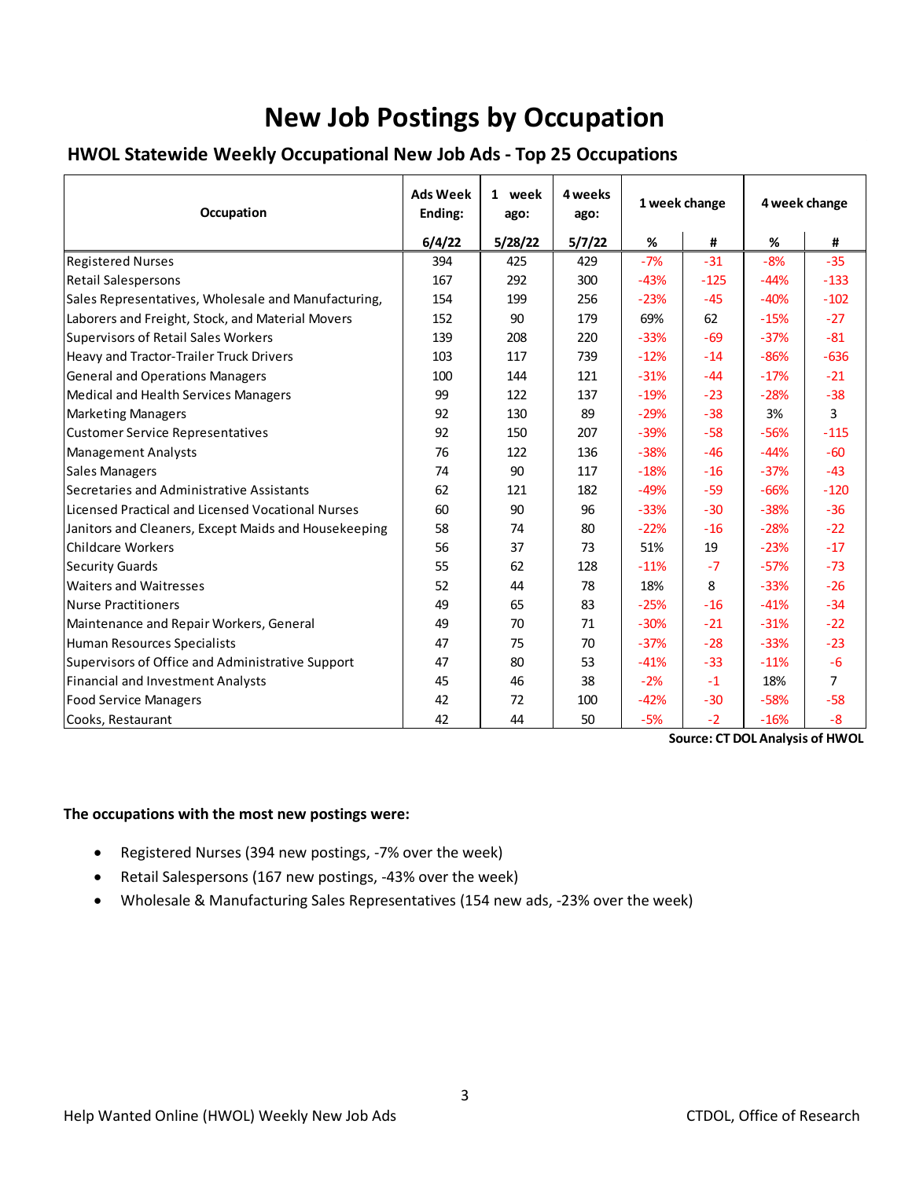# New Job Postings by Occupation

## HWOL Statewide Weekly Occupational New Job Ads - Top 25 Occupations

| Occupation | Ads Week Ending: | 1 week ago: | 4 weeks ago: | 1 week change | | 4 week change | |
|---|---|---|---|---|---|---|---|
| | 6/4/22 | 5/28/22 | 5/7/22 | % | # | % | # |
| Registered Nurses | 394 | 425 | 429 | -7% | -31 | -8% | -35 |
| Retail Salespersons | 167 | 292 | 300 | -43% | -125 | -44% | -133 |
| Sales Representatives, Wholesale and Manufacturing, | 154 | 199 | 256 | -23% | -45 | -40% | -102 |
| Laborers and Freight, Stock, and Material Movers | 152 | 90 | 179 | 69% | 62 | -15% | -27 |
| Supervisors of Retail Sales Workers | 139 | 208 | 220 | -33% | -69 | -37% | -81 |
| Heavy and Tractor-Trailer Truck Drivers | 103 | 117 | 739 | -12% | -14 | -86% | -636 |
| General and Operations Managers | 100 | 144 | 121 | -31% | -44 | -17% | -21 |
| Medical and Health Services Managers | 99 | 122 | 137 | -19% | -23 | -28% | -38 |
| Marketing Managers | 92 | 130 | 89 | -29% | -38 | 3% | 3 |
| Customer Service Representatives | 92 | 150 | 207 | -39% | -58 | -56% | -115 |
| Management Analysts | 76 | 122 | 136 | -38% | -46 | -44% | -60 |
| Sales Managers | 74 | 90 | 117 | -18% | -16 | -37% | -43 |
| Secretaries and Administrative Assistants | 62 | 121 | 182 | -49% | -59 | -66% | -120 |
| Licensed Practical and Licensed Vocational Nurses | 60 | 90 | 96 | -33% | -30 | -38% | -36 |
| Janitors and Cleaners, Except Maids and Housekeeping | 58 | 74 | 80 | -22% | -16 | -28% | -22 |
| Childcare Workers | 56 | 37 | 73 | 51% | 19 | -23% | -17 |
| Security Guards | 55 | 62 | 128 | -11% | -7 | -57% | -73 |
| Waiters and Waitresses | 52 | 44 | 78 | 18% | 8 | -33% | -26 |
| Nurse Practitioners | 49 | 65 | 83 | -25% | -16 | -41% | -34 |
| Maintenance and Repair Workers, General | 49 | 70 | 71 | -30% | -21 | -31% | -22 |
| Human Resources Specialists | 47 | 75 | 70 | -37% | -28 | -33% | -23 |
| Supervisors of Office and Administrative Support | 47 | 80 | 53 | -41% | -33 | -11% | -6 |
| Financial and Investment Analysts | 45 | 46 | 38 | -2% | -1 | 18% | 7 |
| Food Service Managers | 42 | 72 | 100 | -42% | -30 | -58% | -58 |
| Cooks, Restaurant | 42 | 44 | 50 | -5% | -2 | -16% | -8 |

**Source: CT DOL Analysis of HWOL**

**The occupations with the most new postings were:**

- Registered Nurses (394 new postings, -7% over the week)
- Retail Salespersons (167 new postings, -43% over the week)
- Wholesale & Manufacturing Sales Representatives (154 new ads, -23% over the week)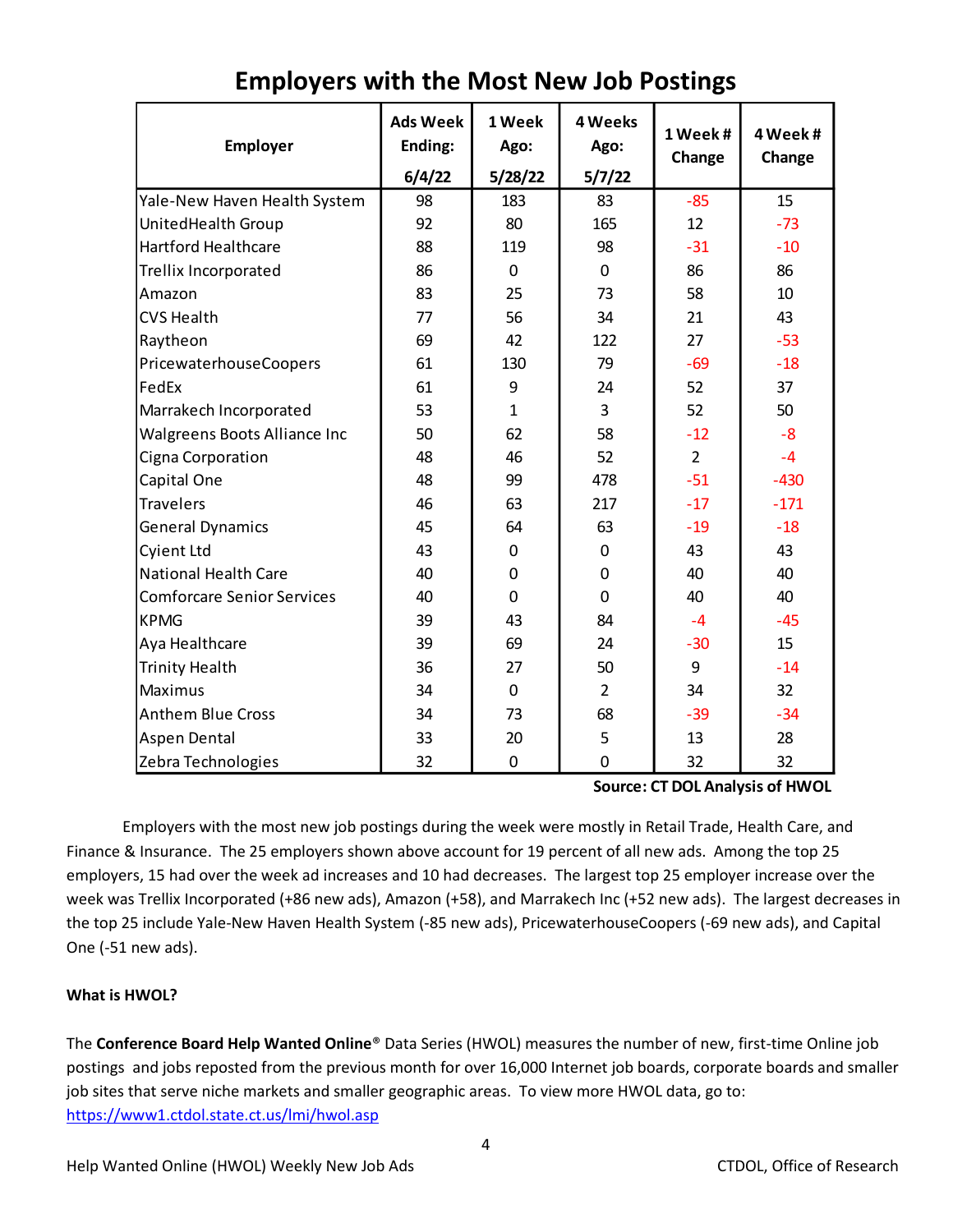# Employers with the Most New Job Postings

| Employer | Ads Week Ending: 6/4/22 | 1 Week Ago: 5/28/22 | 4 Weeks Ago: 5/7/22 | 1 Week # Change | 4 Week # Change |
|---|---|---|---|---|---|
| Yale-New Haven Health System | 98 | 183 | 83 | -85 | 15 |
| UnitedHealth Group | 92 | 80 | 165 | 12 | -73 |
| Hartford Healthcare | 88 | 119 | 98 | -31 | -10 |
| Trellix Incorporated | 86 | 0 | 0 | 86 | 86 |
| Amazon | 83 | 25 | 73 | 58 | 10 |
| CVS Health | 77 | 56 | 34 | 21 | 43 |
| Raytheon | 69 | 42 | 122 | 27 | -53 |
| PricewaterhouseCoopers | 61 | 130 | 79 | -69 | -18 |
| FedEx | 61 | 9 | 24 | 52 | 37 |
| Marrakech Incorporated | 53 | 1 | 3 | 52 | 50 |
| Walgreens Boots Alliance Inc | 50 | 62 | 58 | -12 | -8 |
| Cigna Corporation | 48 | 46 | 52 | 2 | -4 |
| Capital One | 48 | 99 | 478 | -51 | -430 |
| Travelers | 46 | 63 | 217 | -17 | -171 |
| General Dynamics | 45 | 64 | 63 | -19 | -18 |
| Cyient Ltd | 43 | 0 | 0 | 43 | 43 |
| National Health Care | 40 | 0 | 0 | 40 | 40 |
| Comforcare Senior Services | 40 | 0 | 0 | 40 | 40 |
| KPMG | 39 | 43 | 84 | -4 | -45 |
| Aya Healthcare | 39 | 69 | 24 | -30 | 15 |
| Trinity Health | 36 | 27 | 50 | 9 | -14 |
| Maximus | 34 | 0 | 2 | 34 | 32 |
| Anthem Blue Cross | 34 | 73 | 68 | -39 | -34 |
| Aspen Dental | 33 | 20 | 5 | 13 | 28 |
| Zebra Technologies | 32 | 0 | 0 | 32 | 32 |

**Source: CT DOL Analysis of HWOL**

Employers with the most new job postings during the week were mostly in Retail Trade, Health Care, and Finance & Insurance. The 25 employers shown above account for 19 percent of all new ads. Among the top 25 employers, 15 had over the week ad increases and 10 had decreases. The largest top 25 employer increase over the week was Trellix Incorporated (+86 new ads), Amazon (+58), and Marrakech Inc (+52 new ads). The largest decreases in the top 25 include Yale-New Haven Health System (-85 new ads), PricewaterhouseCoopers (-69 new ads), and Capital One (-51 new ads).

**What is HWOL?**

The **Conference Board Help Wanted Online**® Data Series (HWOL) measures the number of new, first-time Online job postings and jobs reposted from the previous month for over 16,000 Internet job boards, corporate boards and smaller job sites that serve niche markets and smaller geographic areas. To view more HWOL data, go to: https://www1.ctdol.state.ct.us/lmi/hwol.asp